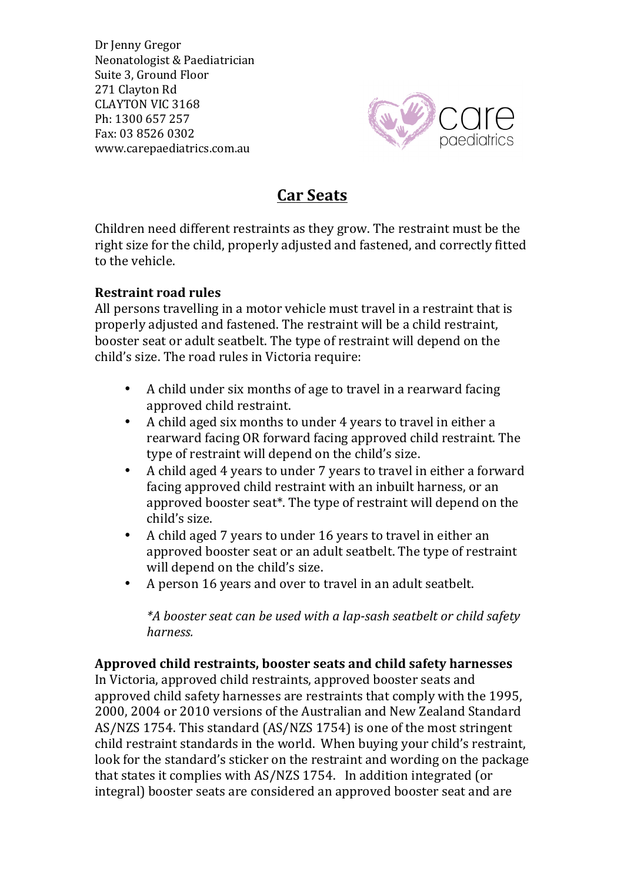Dr Jenny Gregor
Neonatologist & Paediatrician
Suite 3, Ground Floor
271 Clayton Rd
CLAYTON VIC 3168
Ph: 1300 657 257
Fax: 03 8526 0302
www.carepaediatrics.com.au

care paediatrics

# Car Seats

Children need different restraints as they grow. The restraint must be the right size for the child, properly adjusted and fastened, and correctly fitted to the vehicle.

**Restraint road rules**

All persons travelling in a motor vehicle must travel in a restraint that is properly adjusted and fastened. The restraint will be a child restraint, booster seat or adult seatbelt. The type of restraint will depend on the child's size. The road rules in Victoria require:

- A child under six months of age to travel in a rearward facing approved child restraint.
- A child aged six months to under 4 years to travel in either a rearward facing OR forward facing approved child restraint. The type of restraint will depend on the child's size.
- A child aged 4 years to under 7 years to travel in either a forward facing approved child restraint with an inbuilt harness, or an approved booster seat*. The type of restraint will depend on the child's size.
- A child aged 7 years to under 16 years to travel in either an approved booster seat or an adult seatbelt. The type of restraint will depend on the child's size.
- A person 16 years and over to travel in an adult seatbelt.

*\*A booster seat can be used with a lap-sash seatbelt or child safety harness.*

**Approved child restraints, booster seats and child safety harnesses**

In Victoria, approved child restraints, approved booster seats and approved child safety harnesses are restraints that comply with the 1995, 2000, 2004 or 2010 versions of the Australian and New Zealand Standard AS/NZS 1754. This standard (AS/NZS 1754) is one of the most stringent child restraint standards in the world. When buying your child's restraint, look for the standard's sticker on the restraint and wording on the package that states it complies with AS/NZS 1754. In addition integrated (or integral) booster seats are considered an approved booster seat and are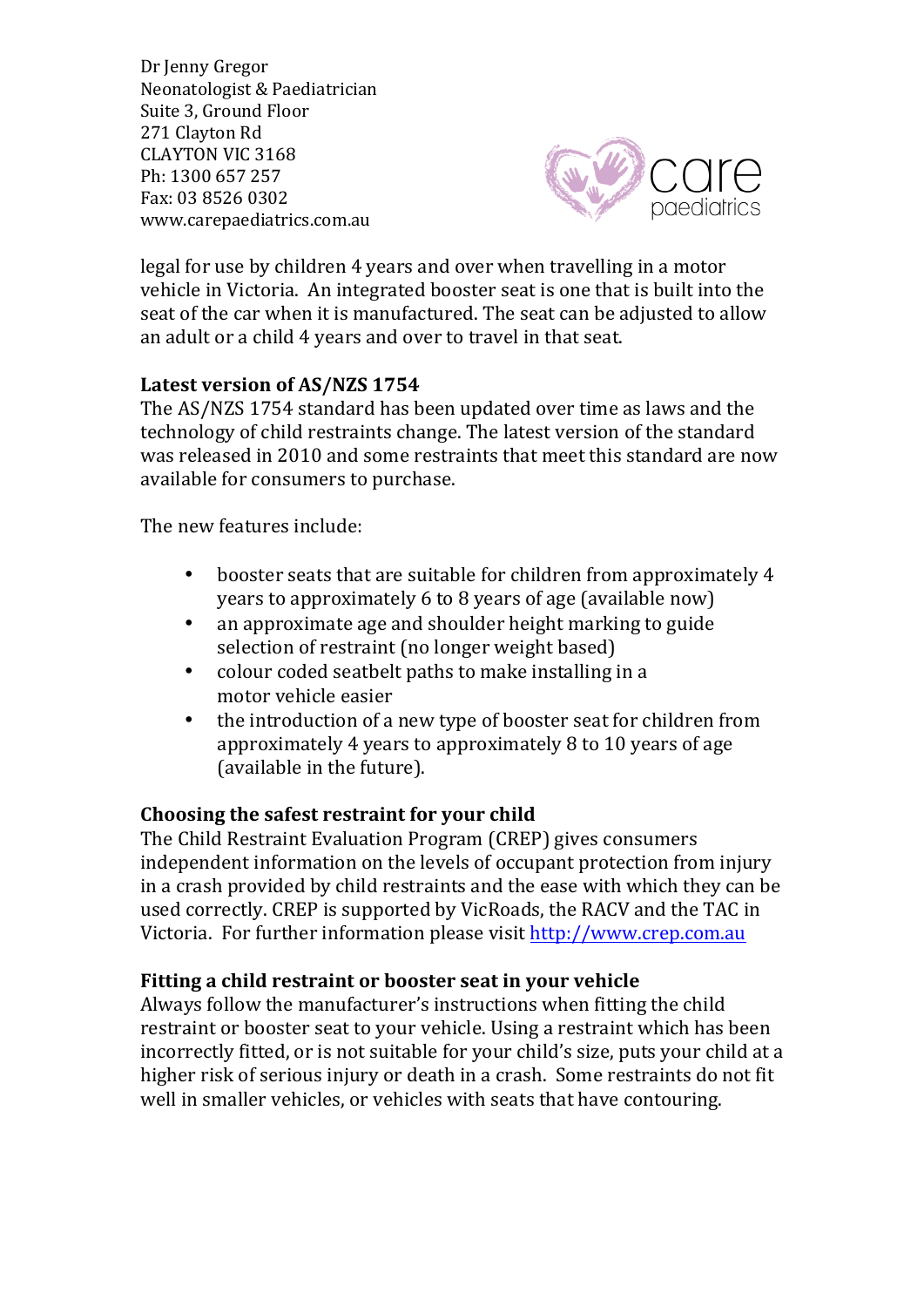Dr Jenny Gregor
Neonatologist & Paediatrician
Suite 3, Ground Floor
271 Clayton Rd
CLAYTON VIC 3168
Ph: 1300 657 257
Fax: 03 8526 0302
www.carepaediatrics.com.au

legal for use by children 4 years and over when travelling in a motor vehicle in Victoria. An integrated booster seat is one that is built into the seat of the car when it is manufactured. The seat can be adjusted to allow an adult or a child 4 years and over to travel in that seat.

**Latest version of AS/NZS 1754**

The AS/NZS 1754 standard has been updated over time as laws and the technology of child restraints change. The latest version of the standard was released in 2010 and some restraints that meet this standard are now available for consumers to purchase.

The new features include:

- booster seats that are suitable for children from approximately 4 years to approximately 6 to 8 years of age (available now)
- an approximate age and shoulder height marking to guide selection of restraint (no longer weight based)
- colour coded seatbelt paths to make installing in a motor vehicle easier
- the introduction of a new type of booster seat for children from approximately 4 years to approximately 8 to 10 years of age (available in the future).

**Choosing the safest restraint for your child**

The Child Restraint Evaluation Program (CREP) gives consumers independent information on the levels of occupant protection from injury in a crash provided by child restraints and the ease with which they can be used correctly. CREP is supported by VicRoads, the RACV and the TAC in Victoria. For further information please visit [http://www.crep.com.au](http://www.crep.com.au)

**Fitting a child restraint or booster seat in your vehicle**

Always follow the manufacturer's instructions when fitting the child restraint or booster seat to your vehicle. Using a restraint which has been incorrectly fitted, or is not suitable for your child's size, puts your child at a higher risk of serious injury or death in a crash. Some restraints do not fit well in smaller vehicles, or vehicles with seats that have contouring.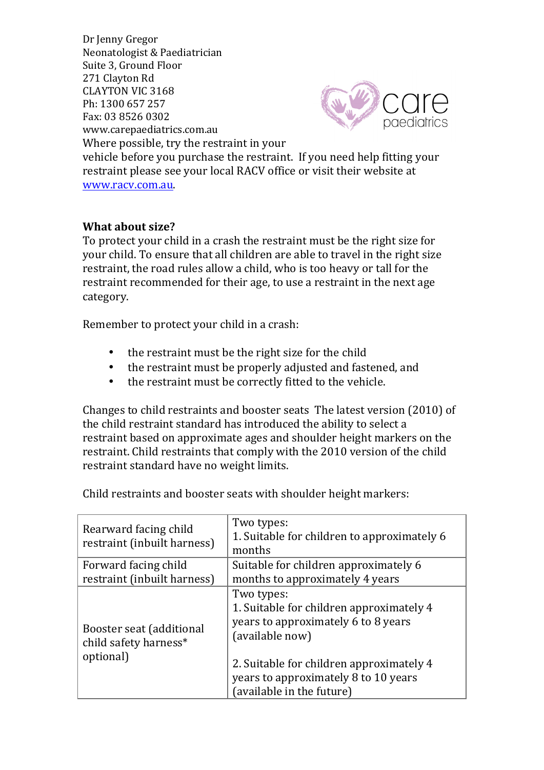Dr Jenny Gregor
Neonatologist & Paediatrician
Suite 3, Ground Floor
271 Clayton Rd
CLAYTON VIC 3168
Ph: 1300 657 257
Fax: 03 8526 0302
www.carepaediatrics.com.au

Where possible, try the restraint in your vehicle before you purchase the restraint. If you need help fitting your restraint please see your local RACV office or visit their website at www.racv.com.au.

**What about size?**

To protect your child in a crash the restraint must be the right size for your child. To ensure that all children are able to travel in the right size restraint, the road rules allow a child, who is too heavy or tall for the restraint recommended for their age, to use a restraint in the next age category.

Remember to protect your child in a crash:

- the restraint must be the right size for the child
- the restraint must be properly adjusted and fastened, and
- the restraint must be correctly fitted to the vehicle.

Changes to child restraints and booster seats The latest version (2010) of the child restraint standard has introduced the ability to select a restraint based on approximate ages and shoulder height markers on the restraint. Child restraints that comply with the 2010 version of the child restraint standard have no weight limits.

Child restraints and booster seats with shoulder height markers:

| Rearward facing child restraint (inbuilt harness) | Two types:<br>1. Suitable for children to approximately 6 months |
|---|---|
| Forward facing child restraint (inbuilt harness) | Suitable for children approximately 6 months to approximately 4 years |
| Booster seat (additional child safety harness* optional) | Two types:<br>1. Suitable for children approximately 4 years to approximately 6 to 8 years (available now)<br><br>2. Suitable for children approximately 4 years to approximately 8 to 10 years (available in the future) |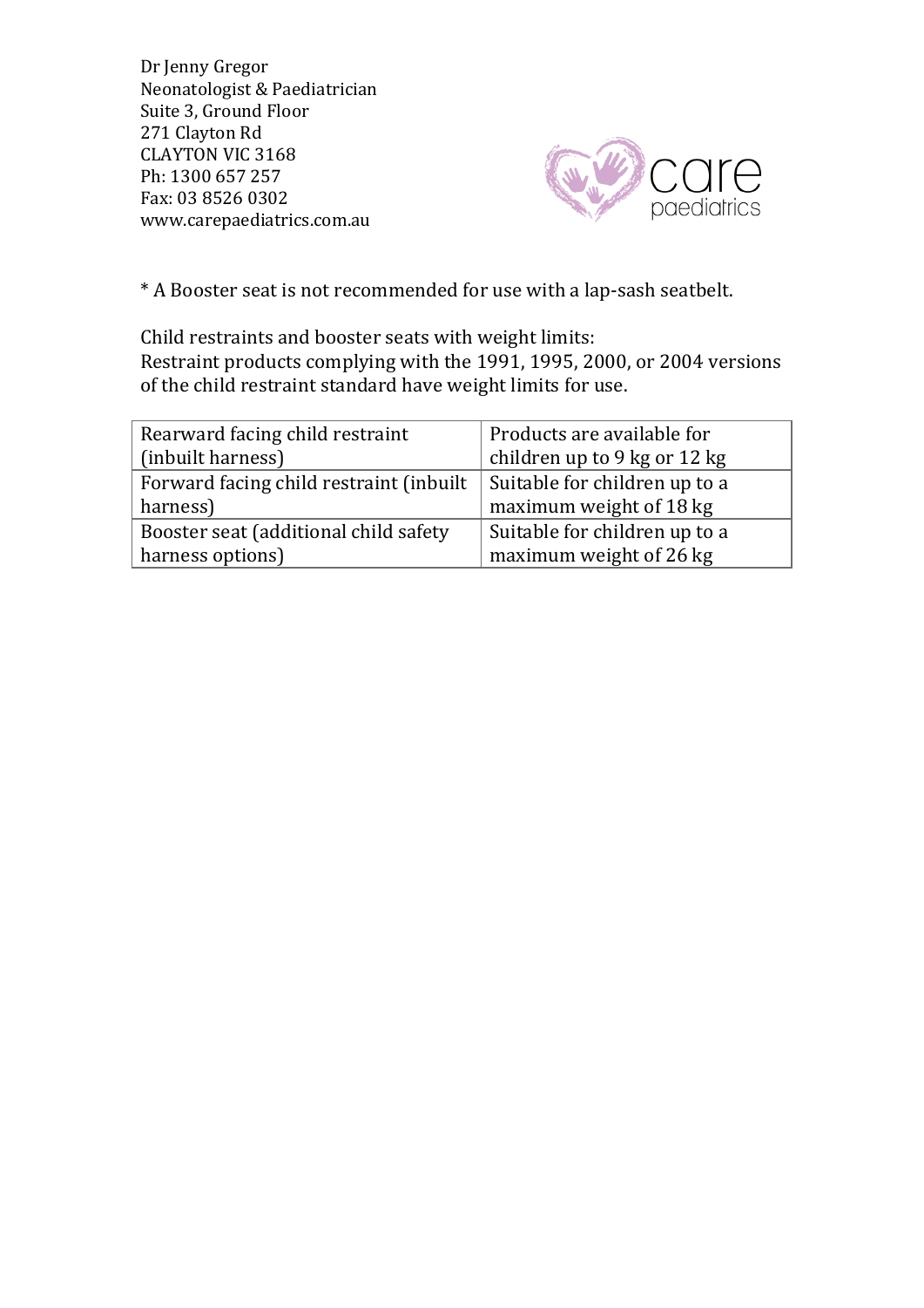Dr Jenny Gregor
Neonatologist & Paediatrician
Suite 3, Ground Floor
271 Clayton Rd
CLAYTON VIC 3168
Ph: 1300 657 257
Fax: 03 8526 0302
www.carepaediatrics.com.au

care paediatrics

* A Booster seat is not recommended for use with a lap-sash seatbelt.

Child restraints and booster seats with weight limits:
Restraint products complying with the 1991, 1995, 2000, or 2004 versions of the child restraint standard have weight limits for use.

| | |
|---|---|
| Rearward facing child restraint (inbuilt harness) | Products are available for children up to 9 kg or 12 kg |
| Forward facing child restraint (inbuilt harness) | Suitable for children up to a maximum weight of 18 kg |
| Booster seat (additional child safety harness options) | Suitable for children up to a maximum weight of 26 kg |